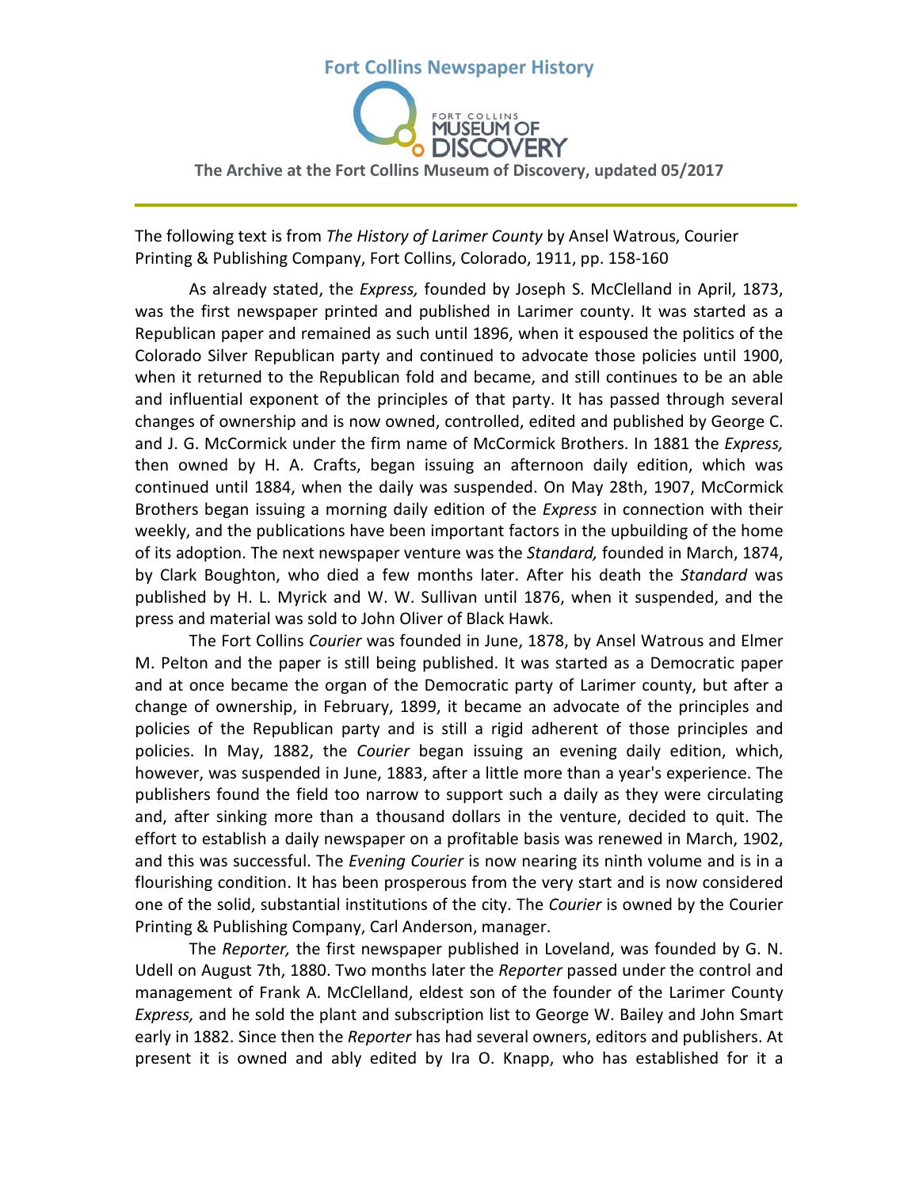# Fort Collins Newspaper History

**The Archive at the Fort Collins Museum of Discovery, updated 05/2017**

---

The following text is from *The History of Larimer County* by Ansel Watrous, Courier Printing & Publishing Company, Fort Collins, Colorado, 1911, pp. 158-160

As already stated, the *Express,* founded by Joseph S. McClelland in April, 1873, was the first newspaper printed and published in Larimer county. It was started as a Republican paper and remained as such until 1896, when it espoused the politics of the Colorado Silver Republican party and continued to advocate those policies until 1900, when it returned to the Republican fold and became, and still continues to be an able and influential exponent of the principles of that party. It has passed through several changes of ownership and is now owned, controlled, edited and published by George C. and J. G. McCormick under the firm name of McCormick Brothers. In 1881 the *Express,* then owned by H. A. Crafts, began issuing an afternoon daily edition, which was continued until 1884, when the daily was suspended. On May 28th, 1907, McCormick Brothers began issuing a morning daily edition of the *Express* in connection with their weekly, and the publications have been important factors in the upbuilding of the home of its adoption. The next newspaper venture was the *Standard,* founded in March, 1874, by Clark Boughton, who died a few months later. After his death the *Standard* was published by H. L. Myrick and W. W. Sullivan until 1876, when it suspended, and the press and material was sold to John Oliver of Black Hawk.

The Fort Collins *Courier* was founded in June, 1878, by Ansel Watrous and Elmer M. Pelton and the paper is still being published. It was started as a Democratic paper and at once became the organ of the Democratic party of Larimer county, but after a change of ownership, in February, 1899, it became an advocate of the principles and policies of the Republican party and is still a rigid adherent of those principles and policies. In May, 1882, the *Courier* began issuing an evening daily edition, which, however, was suspended in June, 1883, after a little more than a year's experience. The publishers found the field too narrow to support such a daily as they were circulating and, after sinking more than a thousand dollars in the venture, decided to quit. The effort to establish a daily newspaper on a profitable basis was renewed in March, 1902, and this was successful. The *Evening Courier* is now nearing its ninth volume and is in a flourishing condition. It has been prosperous from the very start and is now considered one of the solid, substantial institutions of the city. The *Courier* is owned by the Courier Printing & Publishing Company, Carl Anderson, manager.

The *Reporter,* the first newspaper published in Loveland, was founded by G. N. Udell on August 7th, 1880. Two months later the *Reporter* passed under the control and management of Frank A. McClelland, eldest son of the founder of the Larimer County *Express,* and he sold the plant and subscription list to George W. Bailey and John Smart early in 1882. Since then the *Reporter* has had several owners, editors and publishers. At present it is owned and ably edited by Ira O. Knapp, who has established for it a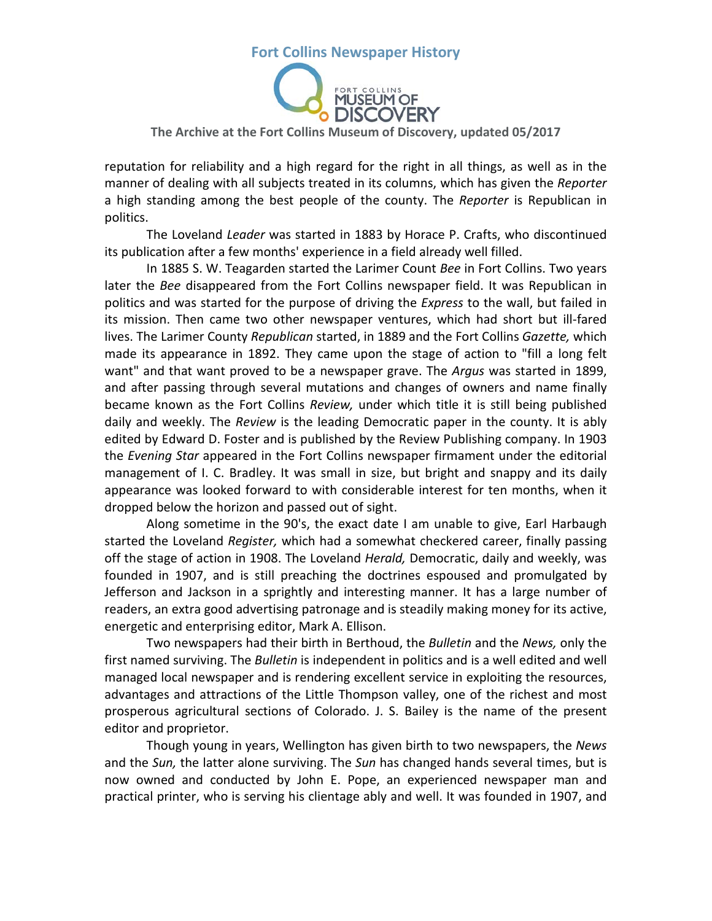reputation for reliability and a high regard for the right in all things, as well as in the manner of dealing with all subjects treated in its columns, which has given the *Reporter* a high standing among the best people of the county. The *Reporter* is Republican in politics.

The Loveland *Leader* was started in 1883 by Horace P. Crafts, who discontinued its publication after a few months' experience in a field already well filled.

In 1885 S. W. Teagarden started the Larimer Count *Bee* in Fort Collins. Two years later the *Bee* disappeared from the Fort Collins newspaper field. It was Republican in politics and was started for the purpose of driving the *Express* to the wall, but failed in its mission. Then came two other newspaper ventures, which had short but ill-fared lives. The Larimer County *Republican* started, in 1889 and the Fort Collins *Gazette,* which made its appearance in 1892. They came upon the stage of action to "fill a long felt want" and that want proved to be a newspaper grave. The *Argus* was started in 1899, and after passing through several mutations and changes of owners and name finally became known as the Fort Collins *Review,* under which title it is still being published daily and weekly. The *Review* is the leading Democratic paper in the county. It is ably edited by Edward D. Foster and is published by the Review Publishing company. In 1903 the *Evening Star* appeared in the Fort Collins newspaper firmament under the editorial management of I. C. Bradley. It was small in size, but bright and snappy and its daily appearance was looked forward to with considerable interest for ten months, when it dropped below the horizon and passed out of sight.

Along sometime in the 90's, the exact date I am unable to give, Earl Harbaugh started the Loveland *Register,* which had a somewhat checkered career, finally passing off the stage of action in 1908. The Loveland *Herald,* Democratic, daily and weekly, was founded in 1907, and is still preaching the doctrines espoused and promulgated by Jefferson and Jackson in a sprightly and interesting manner. It has a large number of readers, an extra good advertising patronage and is steadily making money for its active, energetic and enterprising editor, Mark A. Ellison.

Two newspapers had their birth in Berthoud, the *Bulletin* and the *News,* only the first named surviving. The *Bulletin* is independent in politics and is a well edited and well managed local newspaper and is rendering excellent service in exploiting the resources, advantages and attractions of the Little Thompson valley, one of the richest and most prosperous agricultural sections of Colorado. J. S. Bailey is the name of the present editor and proprietor.

Though young in years, Wellington has given birth to two newspapers, the *News* and the *Sun,* the latter alone surviving. The *Sun* has changed hands several times, but is now owned and conducted by John E. Pope, an experienced newspaper man and practical printer, who is serving his clientage ably and well. It was founded in 1907, and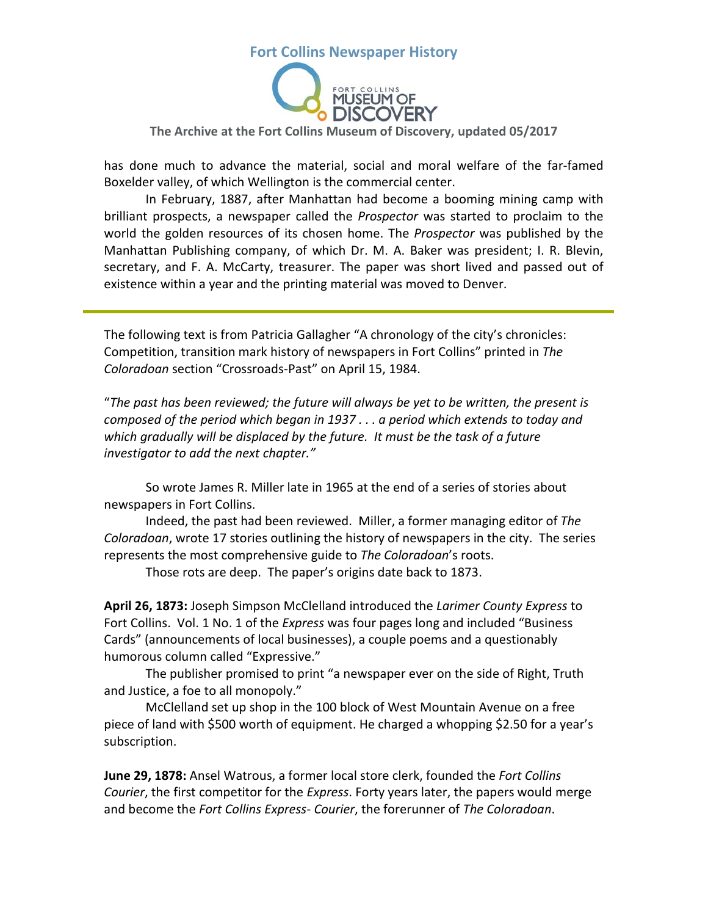has done much to advance the material, social and moral welfare of the far-famed Boxelder valley, of which Wellington is the commercial center.

In February, 1887, after Manhattan had become a booming mining camp with brilliant prospects, a newspaper called the *Prospector* was started to proclaim to the world the golden resources of its chosen home. The *Prospector* was published by the Manhattan Publishing company, of which Dr. M. A. Baker was president; I. R. Blevin, secretary, and F. A. McCarty, treasurer. The paper was short lived and passed out of existence within a year and the printing material was moved to Denver.

---

The following text is from Patricia Gallagher "A chronology of the city's chronicles: Competition, transition mark history of newspapers in Fort Collins" printed in *The Coloradoan* section "Crossroads-Past" on April 15, 1984.

"*The past has been reviewed; the future will always be yet to be written, the present is composed of the period which began in 1937 . . . a period which extends to today and which gradually will be displaced by the future. It must be the task of a future investigator to add the next chapter."*

So wrote James R. Miller late in 1965 at the end of a series of stories about newspapers in Fort Collins.

Indeed, the past had been reviewed. Miller, a former managing editor of *The Coloradoan*, wrote 17 stories outlining the history of newspapers in the city. The series represents the most comprehensive guide to *The Coloradoan*'s roots.

Those rots are deep. The paper's origins date back to 1873.

**April 26, 1873:** Joseph Simpson McClelland introduced the *Larimer County Express* to Fort Collins. Vol. 1 No. 1 of the *Express* was four pages long and included "Business Cards" (announcements of local businesses), a couple poems and a questionably humorous column called "Expressive."

The publisher promised to print "a newspaper ever on the side of Right, Truth and Justice, a foe to all monopoly."

McClelland set up shop in the 100 block of West Mountain Avenue on a free piece of land with $500 worth of equipment. He charged a whopping $2.50 for a year's subscription.

**June 29, 1878:** Ansel Watrous, a former local store clerk, founded the *Fort Collins Courier*, the first competitor for the *Express*. Forty years later, the papers would merge and become the *Fort Collins Express- Courier*, the forerunner of *The Coloradoan*.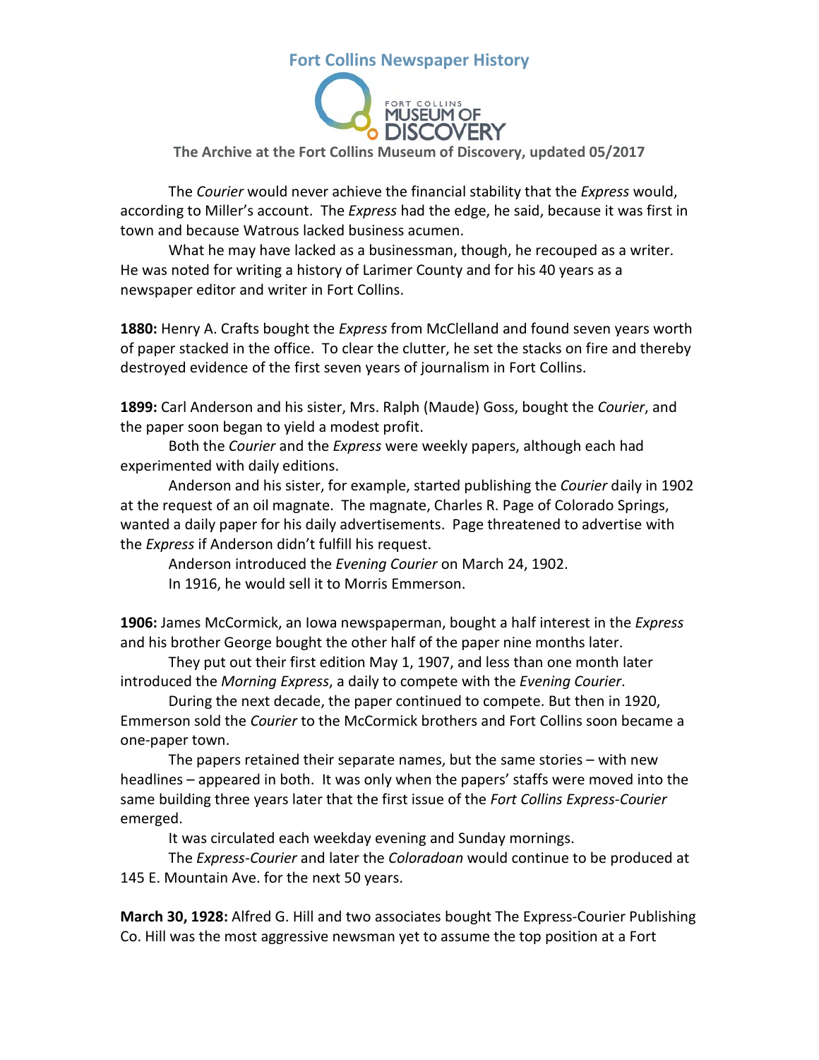The *Courier* would never achieve the financial stability that the *Express* would, according to Miller's account. The *Express* had the edge, he said, because it was first in town and because Watrous lacked business acumen.

What he may have lacked as a businessman, though, he recouped as a writer. He was noted for writing a history of Larimer County and for his 40 years as a newspaper editor and writer in Fort Collins.

**1880:** Henry A. Crafts bought the *Express* from McClelland and found seven years worth of paper stacked in the office. To clear the clutter, he set the stacks on fire and thereby destroyed evidence of the first seven years of journalism in Fort Collins.

**1899:** Carl Anderson and his sister, Mrs. Ralph (Maude) Goss, bought the *Courier*, and the paper soon began to yield a modest profit.

Both the *Courier* and the *Express* were weekly papers, although each had experimented with daily editions.

Anderson and his sister, for example, started publishing the *Courier* daily in 1902 at the request of an oil magnate. The magnate, Charles R. Page of Colorado Springs, wanted a daily paper for his daily advertisements. Page threatened to advertise with the *Express* if Anderson didn't fulfill his request.

Anderson introduced the *Evening Courier* on March 24, 1902.

In 1916, he would sell it to Morris Emmerson.

**1906:** James McCormick, an Iowa newspaperman, bought a half interest in the *Express* and his brother George bought the other half of the paper nine months later.

They put out their first edition May 1, 1907, and less than one month later introduced the *Morning Express*, a daily to compete with the *Evening Courier*.

During the next decade, the paper continued to compete. But then in 1920, Emmerson sold the *Courier* to the McCormick brothers and Fort Collins soon became a one-paper town.

The papers retained their separate names, but the same stories – with new headlines – appeared in both. It was only when the papers' staffs were moved into the same building three years later that the first issue of the *Fort Collins Express-Courier* emerged.

It was circulated each weekday evening and Sunday mornings.

The *Express-Courier* and later the *Coloradoan* would continue to be produced at 145 E. Mountain Ave. for the next 50 years.

**March 30, 1928:** Alfred G. Hill and two associates bought The Express-Courier Publishing Co. Hill was the most aggressive newsman yet to assume the top position at a Fort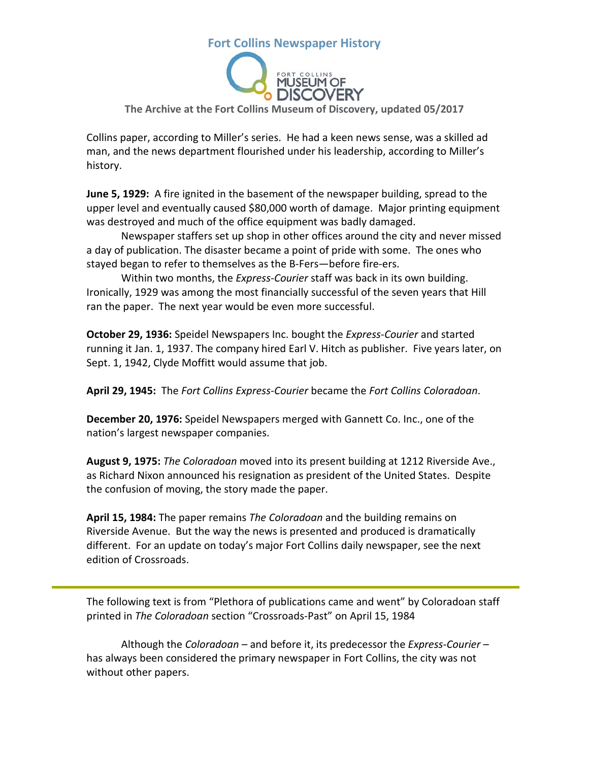Collins paper, according to Miller's series. He had a keen news sense, was a skilled ad man, and the news department flourished under his leadership, according to Miller's history.

**June 5, 1929:** A fire ignited in the basement of the newspaper building, spread to the upper level and eventually caused $80,000 worth of damage. Major printing equipment was destroyed and much of the office equipment was badly damaged.

Newspaper staffers set up shop in other offices around the city and never missed a day of publication. The disaster became a point of pride with some. The ones who stayed began to refer to themselves as the B-Fers—before fire-ers.

Within two months, the *Express-Courier* staff was back in its own building. Ironically, 1929 was among the most financially successful of the seven years that Hill ran the paper. The next year would be even more successful.

**October 29, 1936:** Speidel Newspapers Inc. bought the *Express-Courier* and started running it Jan. 1, 1937. The company hired Earl V. Hitch as publisher. Five years later, on Sept. 1, 1942, Clyde Moffitt would assume that job.

**April 29, 1945:** The *Fort Collins Express-Courier* became the *Fort Collins Coloradoan*.

**December 20, 1976:** Speidel Newspapers merged with Gannett Co. Inc., one of the nation's largest newspaper companies.

**August 9, 1975:** *The Coloradoan* moved into its present building at 1212 Riverside Ave., as Richard Nixon announced his resignation as president of the United States. Despite the confusion of moving, the story made the paper.

**April 15, 1984:** The paper remains *The Coloradoan* and the building remains on Riverside Avenue. But the way the news is presented and produced is dramatically different. For an update on today's major Fort Collins daily newspaper, see the next edition of Crossroads.

---

The following text is from "Plethora of publications came and went" by Coloradoan staff printed in *The Coloradoan* section "Crossroads-Past" on April 15, 1984

Although the *Coloradoan* – and before it, its predecessor the *Express-Courier* – has always been considered the primary newspaper in Fort Collins, the city was not without other papers.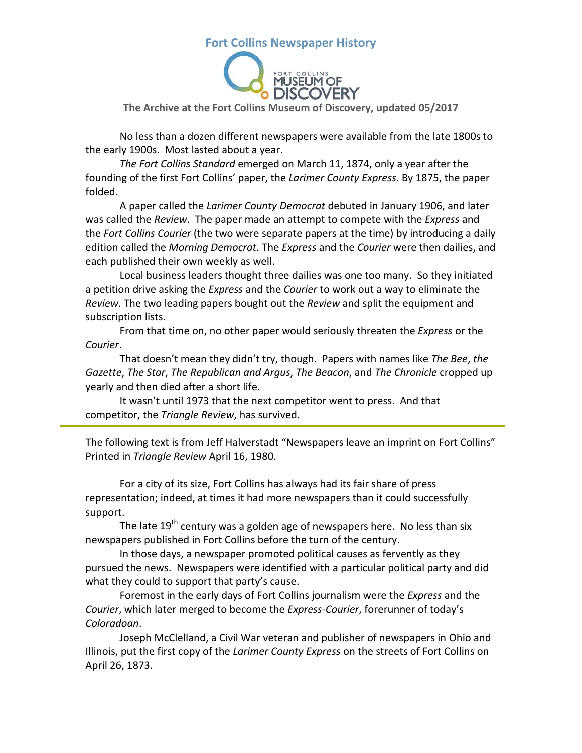## Fort Collins Newspaper History

**The Archive at the Fort Collins Museum of Discovery, updated 05/2017**

No less than a dozen different newspapers were available from the late 1800s to the early 1900s. Most lasted about a year.

*The Fort Collins Standard* emerged on March 11, 1874, only a year after the founding of the first Fort Collins' paper, the *Larimer County Express*. By 1875, the paper folded.

A paper called the *Larimer County Democrat* debuted in January 1906, and later was called the *Review*. The paper made an attempt to compete with the *Express* and the *Fort Collins Courier* (the two were separate papers at the time) by introducing a daily edition called the *Morning Democrat*. The *Express* and the *Courier* were then dailies, and each published their own weekly as well.

Local business leaders thought three dailies was one too many. So they initiated a petition drive asking the *Express* and the *Courier* to work out a way to eliminate the *Review*. The two leading papers bought out the *Review* and split the equipment and subscription lists.

From that time on, no other paper would seriously threaten the *Express* or the *Courier*.

That doesn't mean they didn't try, though. Papers with names like *The Bee*, *the Gazette*, *The Star*, *The Republican and Argus*, *The Beacon*, and *The Chronicle* cropped up yearly and then died after a short life.

It wasn't until 1973 that the next competitor went to press. And that competitor, the *Triangle Review*, has survived.

---

The following text is from Jeff Halverstadt "Newspapers leave an imprint on Fort Collins" Printed in *Triangle Review* April 16, 1980.

For a city of its size, Fort Collins has always had its fair share of press representation; indeed, at times it had more newspapers than it could successfully support.

The late 19th century was a golden age of newspapers here. No less than six newspapers published in Fort Collins before the turn of the century.

In those days, a newspaper promoted political causes as fervently as they pursued the news. Newspapers were identified with a particular political party and did what they could to support that party's cause.

Foremost in the early days of Fort Collins journalism were the *Express* and the *Courier*, which later merged to become the *Express-Courier*, forerunner of today's *Coloradoan*.

Joseph McClelland, a Civil War veteran and publisher of newspapers in Ohio and Illinois, put the first copy of the *Larimer County Express* on the streets of Fort Collins on April 26, 1873.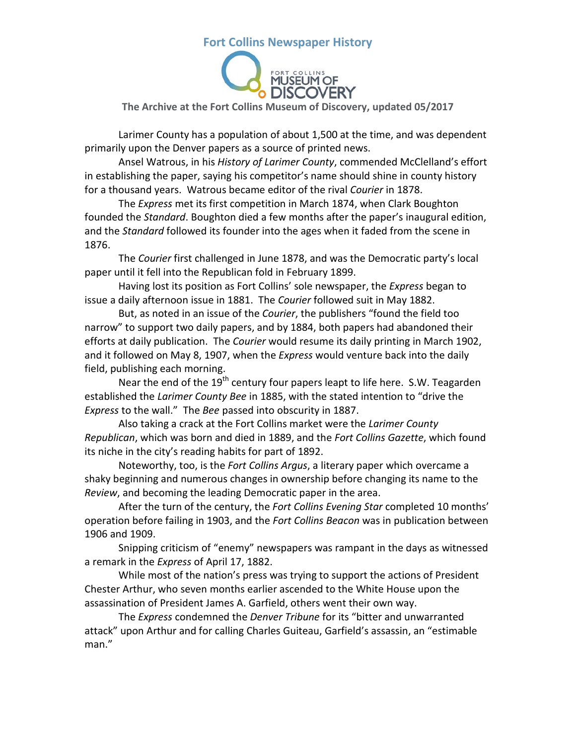Larimer County has a population of about 1,500 at the time, and was dependent primarily upon the Denver papers as a source of printed news.

Ansel Watrous, in his *History of Larimer County*, commended McClelland's effort in establishing the paper, saying his competitor's name should shine in county history for a thousand years. Watrous became editor of the rival *Courier* in 1878.

The *Express* met its first competition in March 1874, when Clark Boughton founded the *Standard*. Boughton died a few months after the paper's inaugural edition, and the *Standard* followed its founder into the ages when it faded from the scene in 1876.

The *Courier* first challenged in June 1878, and was the Democratic party's local paper until it fell into the Republican fold in February 1899.

Having lost its position as Fort Collins' sole newspaper, the *Express* began to issue a daily afternoon issue in 1881. The *Courier* followed suit in May 1882.

But, as noted in an issue of the *Courier*, the publishers "found the field too narrow" to support two daily papers, and by 1884, both papers had abandoned their efforts at daily publication. The *Courier* would resume its daily printing in March 1902, and it followed on May 8, 1907, when the *Express* would venture back into the daily field, publishing each morning.

Near the end of the 19th century four papers leapt to life here. S.W. Teagarden established the *Larimer County Bee* in 1885, with the stated intention to "drive the *Express* to the wall." The *Bee* passed into obscurity in 1887.

Also taking a crack at the Fort Collins market were the *Larimer County Republican*, which was born and died in 1889, and the *Fort Collins Gazette*, which found its niche in the city's reading habits for part of 1892.

Noteworthy, too, is the *Fort Collins Argus*, a literary paper which overcame a shaky beginning and numerous changes in ownership before changing its name to the *Review*, and becoming the leading Democratic paper in the area.

After the turn of the century, the *Fort Collins Evening Star* completed 10 months' operation before failing in 1903, and the *Fort Collins Beacon* was in publication between 1906 and 1909.

Snipping criticism of "enemy" newspapers was rampant in the days as witnessed a remark in the *Express* of April 17, 1882.

While most of the nation's press was trying to support the actions of President Chester Arthur, who seven months earlier ascended to the White House upon the assassination of President James A. Garfield, others went their own way.

The *Express* condemned the *Denver Tribune* for its "bitter and unwarranted attack" upon Arthur and for calling Charles Guiteau, Garfield's assassin, an "estimable man."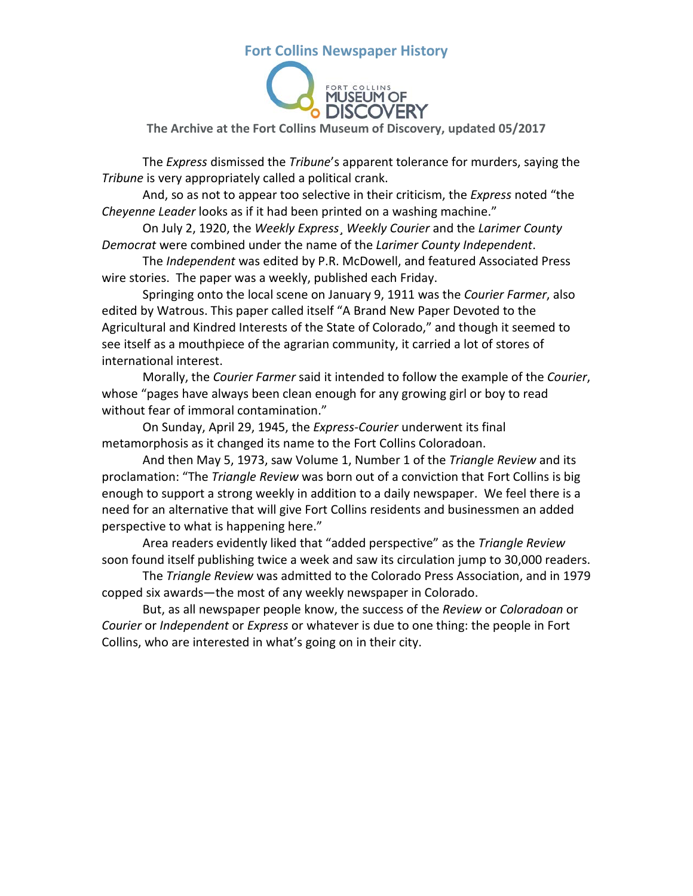The *Express* dismissed the *Tribune*'s apparent tolerance for murders, saying the *Tribune* is very appropriately called a political crank.

And, so as not to appear too selective in their criticism, the *Express* noted "the *Cheyenne Leader* looks as if it had been printed on a washing machine."

On July 2, 1920, the *Weekly Express*¸ *Weekly Courier* and the *Larimer County Democrat* were combined under the name of the *Larimer County Independent*.

The *Independent* was edited by P.R. McDowell, and featured Associated Press wire stories. The paper was a weekly, published each Friday.

Springing onto the local scene on January 9, 1911 was the *Courier Farmer*, also edited by Watrous. This paper called itself "A Brand New Paper Devoted to the Agricultural and Kindred Interests of the State of Colorado," and though it seemed to see itself as a mouthpiece of the agrarian community, it carried a lot of stores of international interest.

Morally, the *Courier Farmer* said it intended to follow the example of the *Courier*, whose "pages have always been clean enough for any growing girl or boy to read without fear of immoral contamination."

On Sunday, April 29, 1945, the *Express-Courier* underwent its final metamorphosis as it changed its name to the Fort Collins Coloradoan.

And then May 5, 1973, saw Volume 1, Number 1 of the *Triangle Review* and its proclamation: "The *Triangle Review* was born out of a conviction that Fort Collins is big enough to support a strong weekly in addition to a daily newspaper. We feel there is a need for an alternative that will give Fort Collins residents and businessmen an added perspective to what is happening here."

Area readers evidently liked that "added perspective" as the *Triangle Review* soon found itself publishing twice a week and saw its circulation jump to 30,000 readers.

The *Triangle Review* was admitted to the Colorado Press Association, and in 1979 copped six awards—the most of any weekly newspaper in Colorado.

But, as all newspaper people know, the success of the *Review* or *Coloradoan* or *Courier* or *Independent* or *Express* or whatever is due to one thing: the people in Fort Collins, who are interested in what's going on in their city.